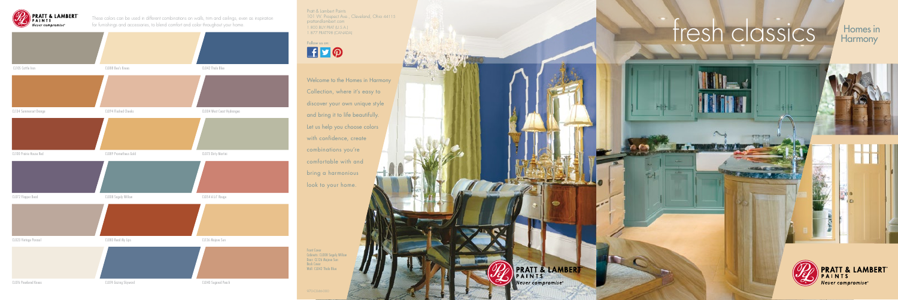PRATT & LAMBERT PAINTS *Never compromise*

These colors can be used in different combinations on walls, trim and ceilings, even as inspiration for furnishings and accessories, to blend comfort and color throughout your home.

| | | |
|---|---|---|
| CL105 Cattle Iron | CL088 Bee's Knees | CL042 Thalo Blue |
| CL134 Sommerset Orange | CL094 Flushed Cheeks | CL004 West Coast Hydrangea |
| CL100 Prairie House Red | CL089 Prometheus Gold | CL073 Dirty Martini |
| CL072 Flapper Band | CL008 Sagely Willow | CL054 A Lil' Rouge |
| CL020 Vintage Parasol | CL083 Read My Lips | CL126 Mojave Sun |
| CL076 Powdered Brows | CL074 Gazing Skyward | CL040 Sugared Peach |

Pratt & Lambert Paints
101 W. Prospect Ave., Cleveland, Ohio 44115
prattandlambert.com
1.800.BUY.PRAT (U.S.A.)
1.877.PRAT798 (CANADA)

Follow us on

Welcome to the Homes in Harmony Collection, where it's easy to discover your own unique style and bring it to life beautifully. Let us help you choose colors with confidence, create combinations you're comfortable with and bring a harmonious look to your home.

Front Cover
Cabinets: CL008 Sagely Willow
Door: CL126 Mojave Sun
Back Cover
Wall: CL042 Thalo Blue

PRATT & LAMBERT PAINTS *Never compromise*

# fresh classics

## Homes in Harmony

PRATT & LAMBERT PAINTS *Never compromise*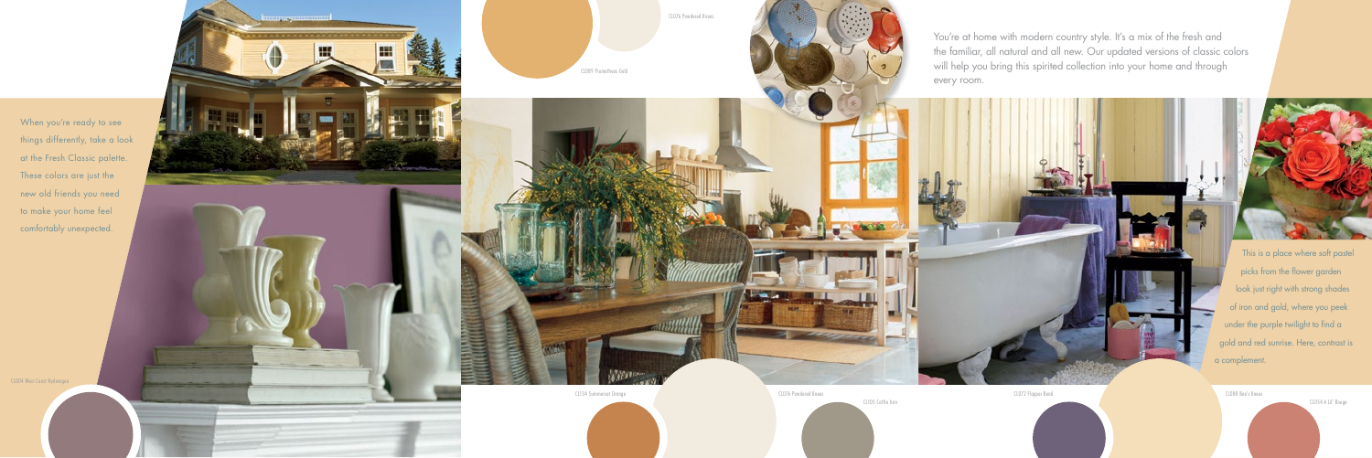When you're ready to see things differently, take a look at the Fresh Classic palette. These colors are just the new old friends you need to make your home feel comfortably unexpected.

CL076 Powdered Knees

CL089 Promethean Gold

You're at home with modern country style. It's a mix of the fresh and the familiar, all natural and all new. Our updated versions of classic colors will help you bring this spirited collection into your home and through every room.

This is a place where soft pastel picks from the flower garden look just right with strong shades of iron and gold, where you peek under the purple twilight to find a gold and red sunrise. Here, contrast is a complement.

CL004 Mud Coat Hydrangea

CL134 Summerset Orange

CL076 Powdered Knees

CL105 Cattle Iron

CL072 Flapper Bead

CL088 Bee's Knees

CL054 A 14' Rouge